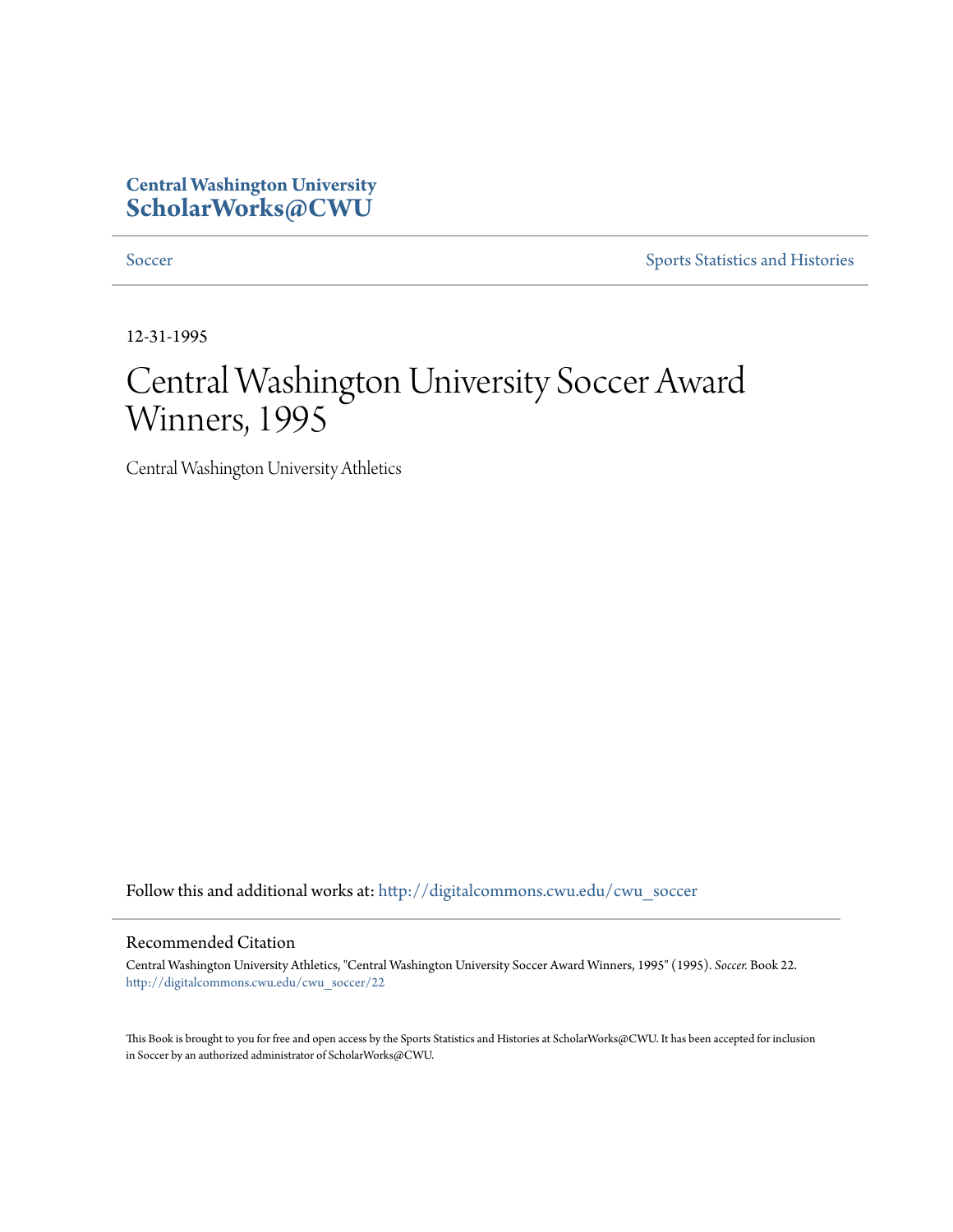Central Washington University
**ScholarWorks@CWU**

Soccer | Sports Statistics and Histories

12-31-1995

# Central Washington University Soccer Award Winners, 1995

Central Washington University Athletics

Follow this and additional works at: http://digitalcommons.cwu.edu/cwu_soccer

## Recommended Citation

Central Washington University Athletics, "Central Washington University Soccer Award Winners, 1995" (1995). *Soccer*. Book 22.
http://digitalcommons.cwu.edu/cwu_soccer/22

This Book is brought to you for free and open access by the Sports Statistics and Histories at ScholarWorks@CWU. It has been accepted for inclusion in Soccer by an authorized administrator of ScholarWorks@CWU.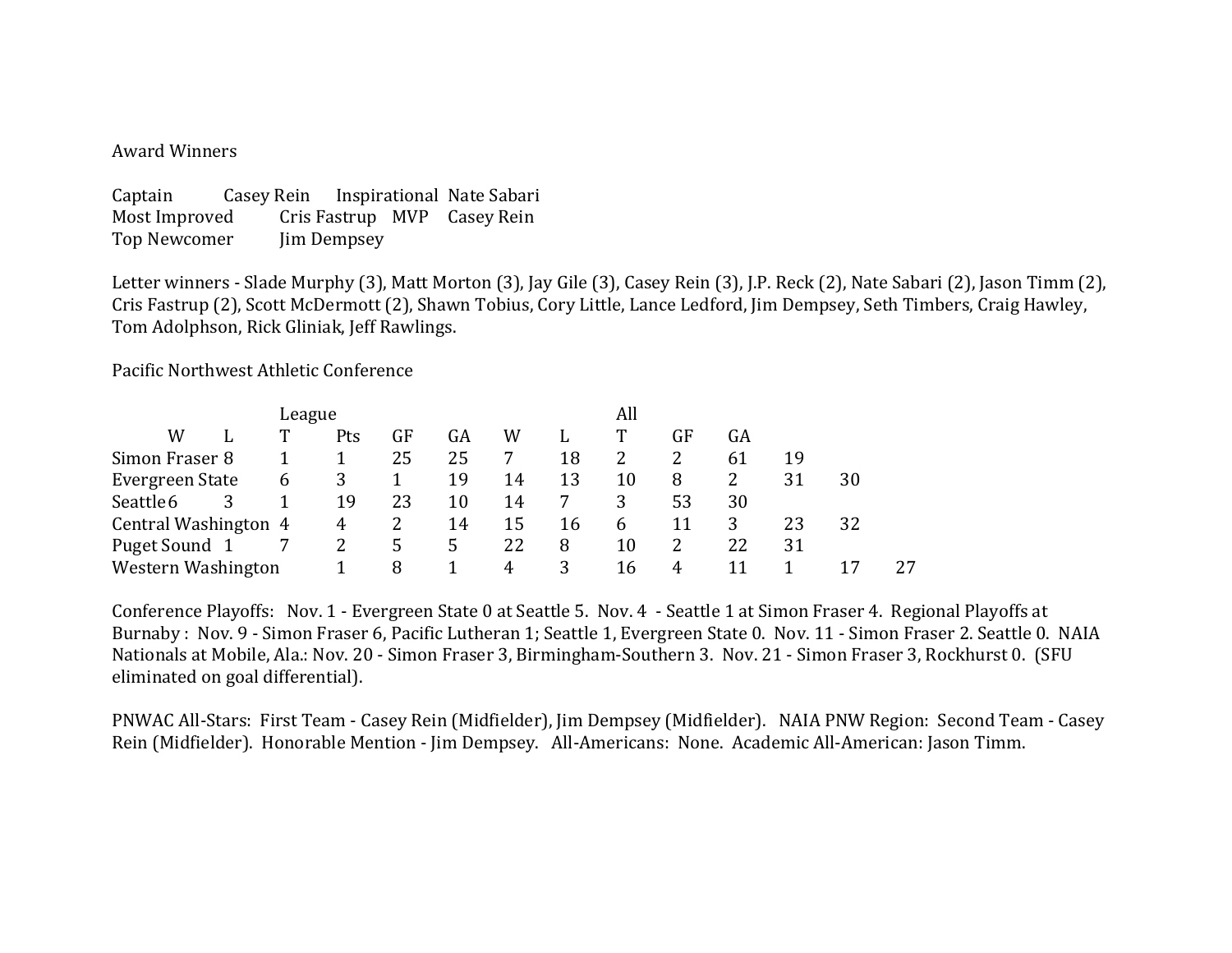Award Winners

| | | | |
|---|---|---|---|
| Captain | Casey Rein | Inspirational | Nate Sabari |
| Most Improved | Cris Fastrup | MVP | Casey Rein |
| Top Newcomer | Jim Dempsey | | |

Letter winners - Slade Murphy (3), Matt Morton (3), Jay Gile (3), Casey Rein (3), J.P. Reck (2), Nate Sabari (2), Jason Timm (2), Cris Fastrup (2), Scott McDermott (2), Shawn Tobius, Cory Little, Lance Ledford, Jim Dempsey, Seth Timbers, Craig Hawley, Tom Adolphson, Rick Gliniak, Jeff Rawlings.

Pacific Northwest Athletic Conference

| | League | | | | | | All | | | | |
|---|---|---|---|---|---|---|---|---|---|---|---|
| | W | L | T | Pts | GF | GA | W | L | T | GF | GA |
| Simon Fraser | 8 | 1 | 1 | 25 | 25 | 7 | 18 | 2 | 2 | 61 | 19 |
| Evergreen State | 6 | 3 | 1 | 19 | 14 | 13 | 10 | 8 | 2 | 31 | 30 |
| Seattle | 6 | 3 | 1 | 19 | 23 | 10 | 14 | 7 | 3 | 53 | 30 |
| Central Washington | 4 | 4 | 2 | 14 | 15 | 16 | 6 | 11 | 3 | 23 | 32 |
| Puget Sound | 1 | 7 | 2 | 5 | 5 | 22 | 8 | 10 | 2 | 22 | 31 |
| Western Washington | 1 | 8 | 1 | 4 | 3 | 16 | 4 | 11 | 1 | 17 | 27 |

Conference Playoffs: Nov. 1 - Evergreen State 0 at Seattle 5. Nov. 4 - Seattle 1 at Simon Fraser 4. Regional Playoffs at Burnaby : Nov. 9 - Simon Fraser 6, Pacific Lutheran 1; Seattle 1, Evergreen State 0. Nov. 11 - Simon Fraser 2. Seattle 0. NAIA Nationals at Mobile, Ala.: Nov. 20 - Simon Fraser 3, Birmingham-Southern 3. Nov. 21 - Simon Fraser 3, Rockhurst 0. (SFU eliminated on goal differential).

PNWAC All-Stars: First Team - Casey Rein (Midfielder), Jim Dempsey (Midfielder). NAIA PNW Region: Second Team - Casey Rein (Midfielder). Honorable Mention - Jim Dempsey. All-Americans: None. Academic All-American: Jason Timm.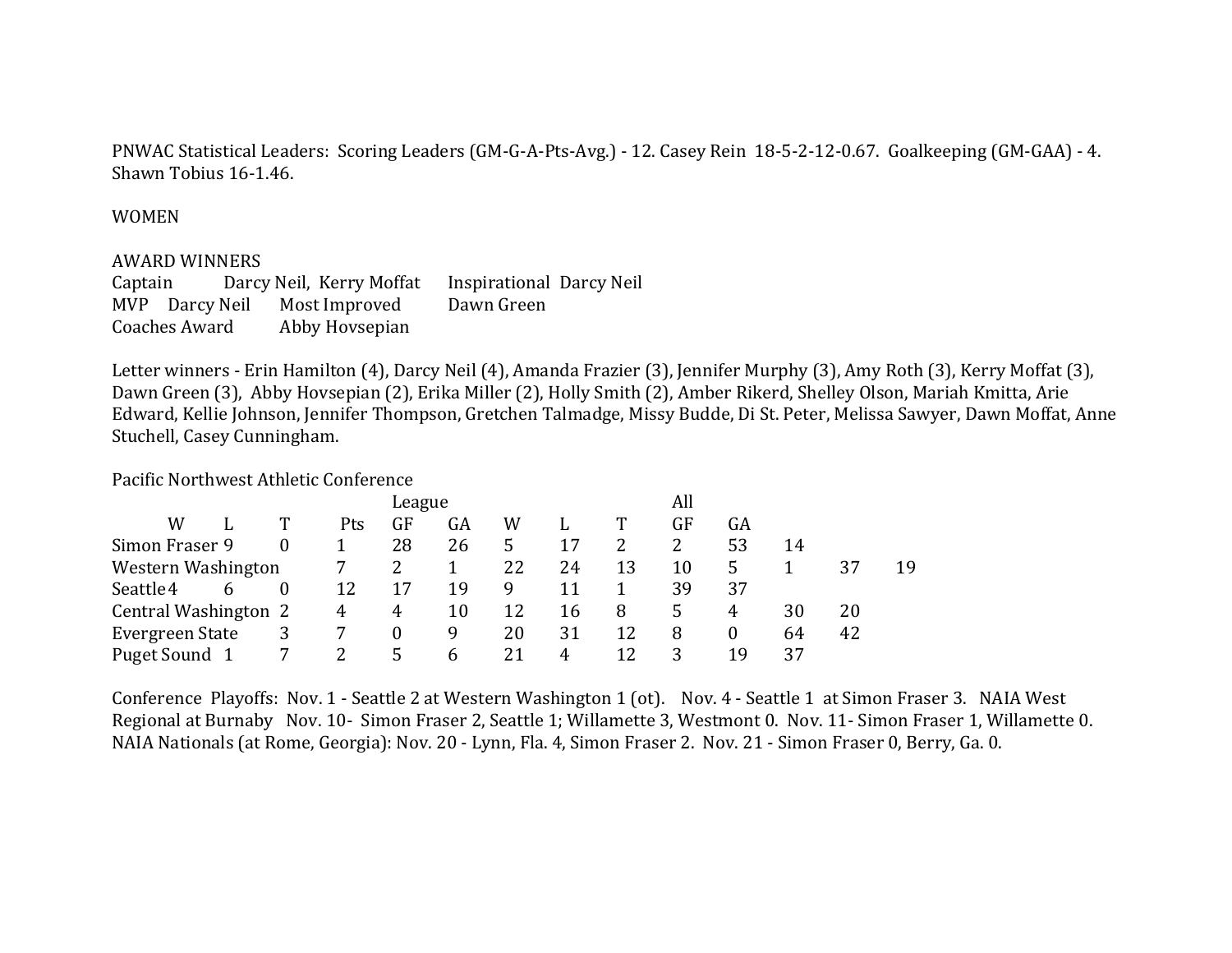PNWAC Statistical Leaders: Scoring Leaders (GM-G-A-Pts-Avg.) - 12. Casey Rein 18-5-2-12-0.67. Goalkeeping (GM-GAA) - 4. Shawn Tobius 16-1.46.

## WOMEN

### AWARD WINNERS

Captain Darcy Neil, Kerry Moffat  
Inspirational Darcy Neil  
MVP Darcy Neil  
Most Improved Dawn Green  
Coaches Award Abby Hovsepian

Letter winners - Erin Hamilton (4), Darcy Neil (4), Amanda Frazier (3), Jennifer Murphy (3), Amy Roth (3), Kerry Moffat (3), Dawn Green (3), Abby Hovsepian (2), Erika Miller (2), Holly Smith (2), Amber Rikerd, Shelley Olson, Mariah Kmitta, Arie Edward, Kellie Johnson, Jennifer Thompson, Gretchen Talmadge, Missy Budde, Di St. Peter, Melissa Sawyer, Dawn Moffat, Anne Stuchell, Casey Cunningham.

Pacific Northwest Athletic Conference

| | League | | | | | | All | | | | |
|---|---|---|---|---|---|---|---|---|---|---|---|
| | W | L | T | Pts | GF | GA | W | L | T | GF | GA |
| Simon Fraser | 9 | 0 | 1 | 28 | 26 | 5 | 17 | 2 | 2 | 53 | 14 |
| Western Washington | 7 | 2 | 1 | 22 | 24 | 13 | 10 | 5 | 1 | 37 | 19 |
| Seattle | 4 | 6 | 0 | 12 | 17 | 19 | 9 | 11 | 1 | 39 | 37 |
| Central Washington | 2 | 4 | 4 | 10 | 12 | 16 | 8 | 5 | 4 | 30 | 20 |
| Evergreen State | 3 | 7 | 0 | 9 | 20 | 31 | 12 | 8 | 0 | 64 | 42 |
| Puget Sound | 1 | 7 | 2 | 5 | 6 | 21 | 4 | 12 | 3 | 19 | 37 |

Conference Playoffs: Nov. 1 - Seattle 2 at Western Washington 1 (ot). Nov. 4 - Seattle 1 at Simon Fraser 3. NAIA West Regional at Burnaby Nov. 10- Simon Fraser 2, Seattle 1; Willamette 3, Westmont 0. Nov. 11- Simon Fraser 1, Willamette 0. NAIA Nationals (at Rome, Georgia): Nov. 20 - Lynn, Fla. 4, Simon Fraser 2. Nov. 21 - Simon Fraser 0, Berry, Ga. 0.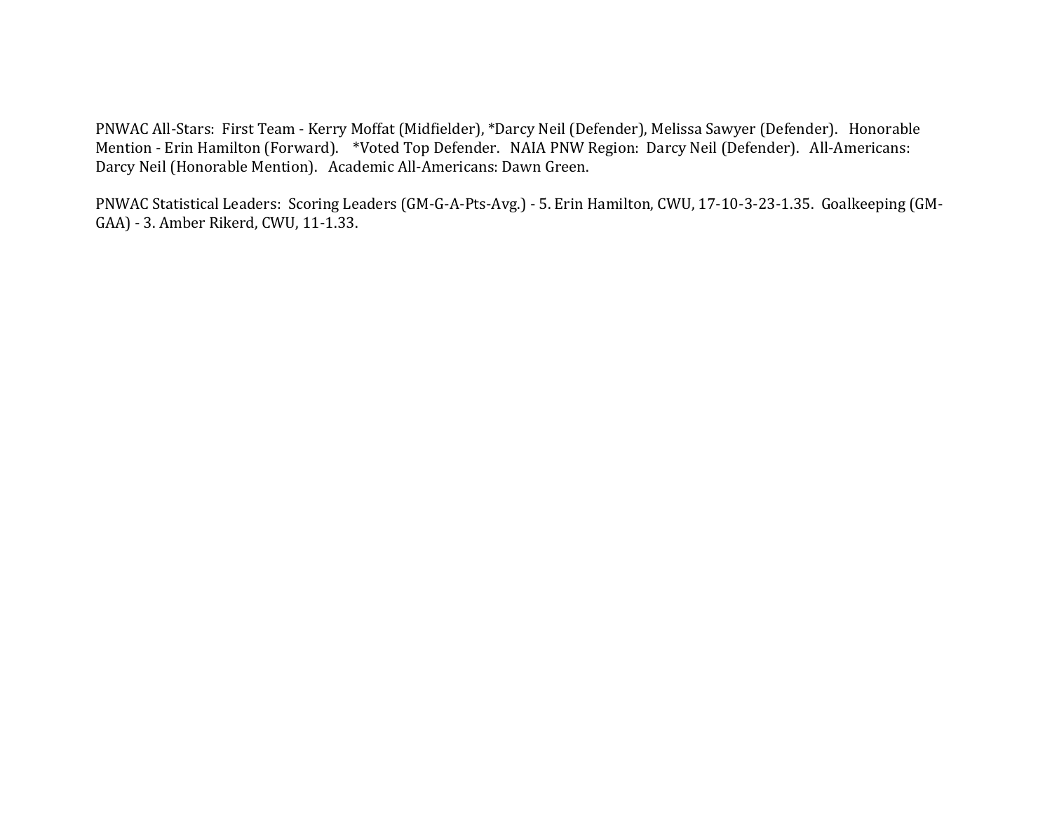PNWAC All-Stars: First Team - Kerry Moffat (Midfielder), *Darcy Neil (Defender), Melissa Sawyer (Defender). Honorable Mention - Erin Hamilton (Forward). *Voted Top Defender. NAIA PNW Region: Darcy Neil (Defender). All-Americans: Darcy Neil (Honorable Mention). Academic All-Americans: Dawn Green.

PNWAC Statistical Leaders: Scoring Leaders (GM-G-A-Pts-Avg.) - 5. Erin Hamilton, CWU, 17-10-3-23-1.35. Goalkeeping (GM-GAA) - 3. Amber Rikerd, CWU, 11-1.33.